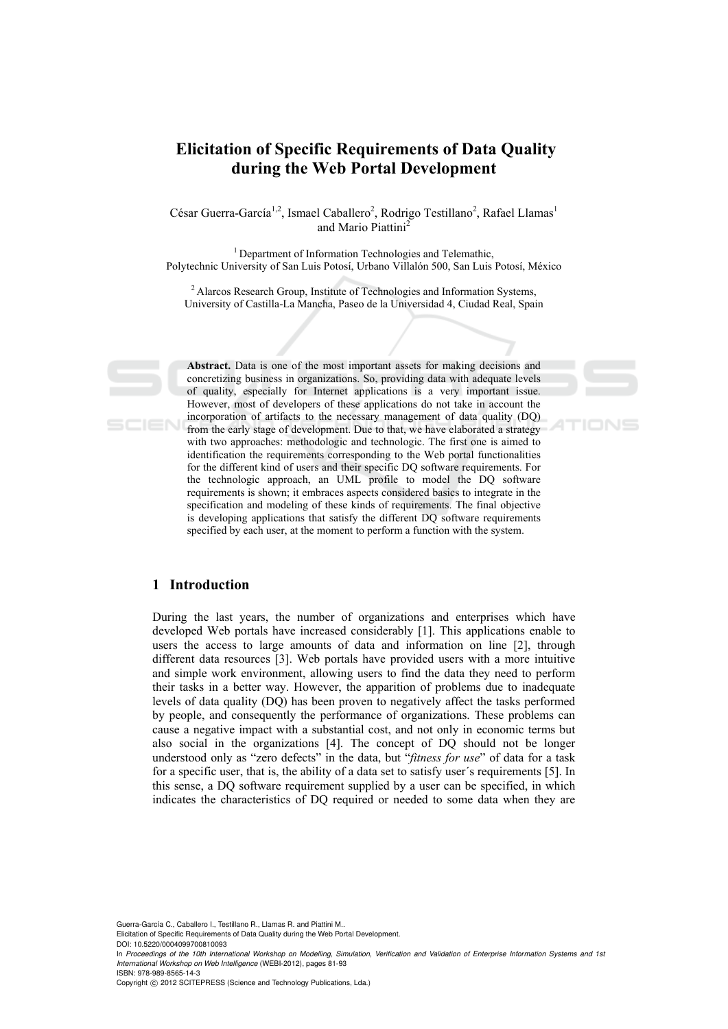# Elicitation of Specific Requirements of Data Quality during the Web Portal Development

César Guerra-García[1,2], Ismael Caballero[2], Rodrigo Testillano[2], Rafael Llamas[1] and Mario Piattini[2]

[1] Department of Information Technologies and Telemathic, Polytechnic University of San Luis Potosí, Urbano Villalón 500, San Luis Potosí, México

[2] Alarcos Research Group, Institute of Technologies and Information Systems, University of Castilla-La Mancha, Paseo de la Universidad 4, Ciudad Real, Spain

**Abstract.** Data is one of the most important assets for making decisions and concretizing business in organizations. So, providing data with adequate levels of quality, especially for Internet applications is a very important issue. However, most of developers of these applications do not take in account the incorporation of artifacts to the necessary management of data quality (DQ) from the early stage of development. Due to that, we have elaborated a strategy with two approaches: methodologic and technologic. The first one is aimed to identification the requirements corresponding to the Web portal functionalities for the different kind of users and their specific DQ software requirements. For the technologic approach, an UML profile to model the DQ software requirements is shown; it embraces aspects considered basics to integrate in the specification and modeling of these kinds of requirements. The final objective is developing applications that satisfy the different DQ software requirements specified by each user, at the moment to perform a function with the system.

## 1 Introduction

During the last years, the number of organizations and enterprises which have developed Web portals have increased considerably [1]. This applications enable to users the access to large amounts of data and information on line [2], through different data resources [3]. Web portals have provided users with a more intuitive and simple work environment, allowing users to find the data they need to perform their tasks in a better way. However, the apparition of problems due to inadequate levels of data quality (DQ) has been proven to negatively affect the tasks performed by people, and consequently the performance of organizations. These problems can cause a negative impact with a substantial cost, and not only in economic terms but also social in the organizations [4]. The concept of DQ should not be longer understood only as "zero defects" in the data, but "*fitness for use*" of data for a task for a specific user, that is, the ability of a data set to satisfy user´s requirements [5]. In this sense, a DQ software requirement supplied by a user can be specified, in which indicates the characteristics of DQ required or needed to some data when they are

Guerra-García C., Caballero I., Testillano R., Llamas R. and Piattini M..
Elicitation of Specific Requirements of Data Quality during the Web Portal Development.
DOI: 10.5220/0004099700810093
In *Proceedings of the 10th International Workshop on Modelling, Simulation, Verification and Validation of Enterprise Information Systems and 1st International Workshop on Web Intelligence* (WEBI-2012), pages 81-93
ISBN: 978-989-8565-14-3
Copyright © 2012 SCITEPRESS (Science and Technology Publications, Lda.)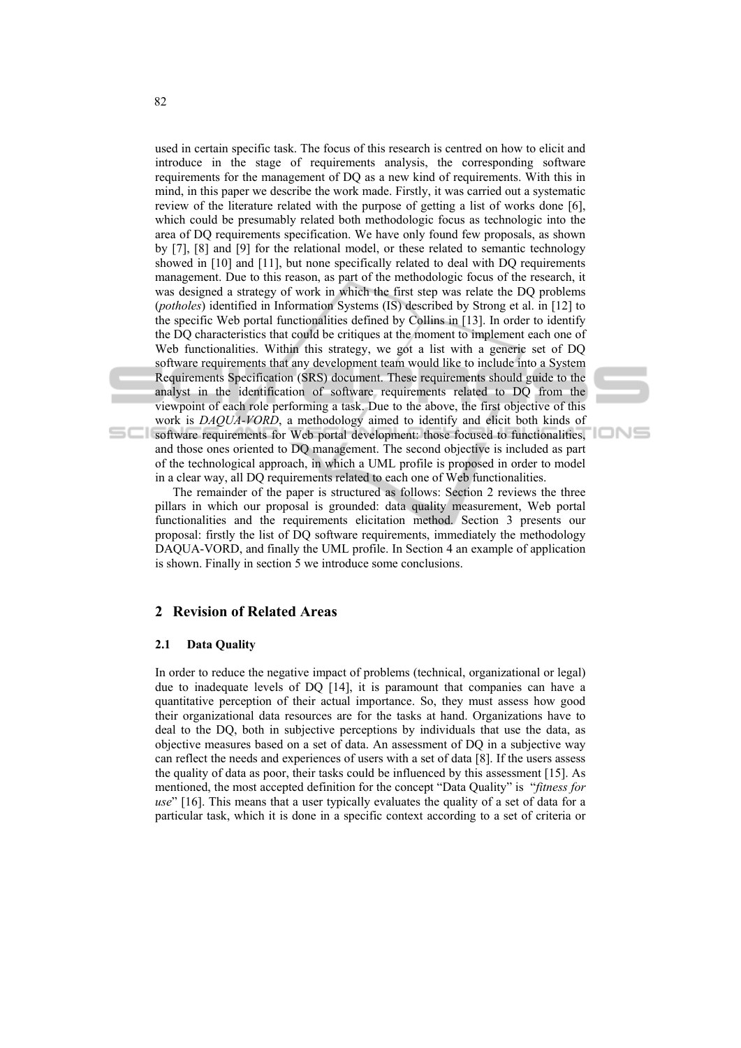used in certain specific task. The focus of this research is centred on how to elicit and introduce in the stage of requirements analysis, the corresponding software requirements for the management of DQ as a new kind of requirements. With this in mind, in this paper we describe the work made. Firstly, it was carried out a systematic review of the literature related with the purpose of getting a list of works done [6], which could be presumably related both methodologic focus as technologic into the area of DQ requirements specification. We have only found few proposals, as shown by [7], [8] and [9] for the relational model, or these related to semantic technology showed in [10] and [11], but none specifically related to deal with DQ requirements management. Due to this reason, as part of the methodologic focus of the research, it was designed a strategy of work in which the first step was relate the DQ problems (*potholes*) identified in Information Systems (IS) described by Strong et al. in [12] to the specific Web portal functionalities defined by Collins in [13]. In order to identify the DQ characteristics that could be critiques at the moment to implement each one of Web functionalities. Within this strategy, we got a list with a generic set of DQ software requirements that any development team would like to include into a System Requirements Specification (SRS) document. These requirements should guide to the analyst in the identification of software requirements related to DQ from the viewpoint of each role performing a task. Due to the above, the first objective of this work is *DAQUA-VORD*, a methodology aimed to identify and elicit both kinds of software requirements for Web portal development: those focused to functionalities, and those ones oriented to DQ management. The second objective is included as part of the technological approach, in which a UML profile is proposed in order to model in a clear way, all DQ requirements related to each one of Web functionalities.

The remainder of the paper is structured as follows: Section 2 reviews the three pillars in which our proposal is grounded: data quality measurement, Web portal functionalities and the requirements elicitation method. Section 3 presents our proposal: firstly the list of DQ software requirements, immediately the methodology DAQUA-VORD, and finally the UML profile. In Section 4 an example of application is shown. Finally in section 5 we introduce some conclusions.

## 2 Revision of Related Areas

### 2.1 Data Quality

In order to reduce the negative impact of problems (technical, organizational or legal) due to inadequate levels of DQ [14], it is paramount that companies can have a quantitative perception of their actual importance. So, they must assess how good their organizational data resources are for the tasks at hand. Organizations have to deal to the DQ, both in subjective perceptions by individuals that use the data, as objective measures based on a set of data. An assessment of DQ in a subjective way can reflect the needs and experiences of users with a set of data [8]. If the users assess the quality of data as poor, their tasks could be influenced by this assessment [15]. As mentioned, the most accepted definition for the concept "Data Quality" is "*fitness for use*" [16]. This means that a user typically evaluates the quality of a set of data for a particular task, which it is done in a specific context according to a set of criteria or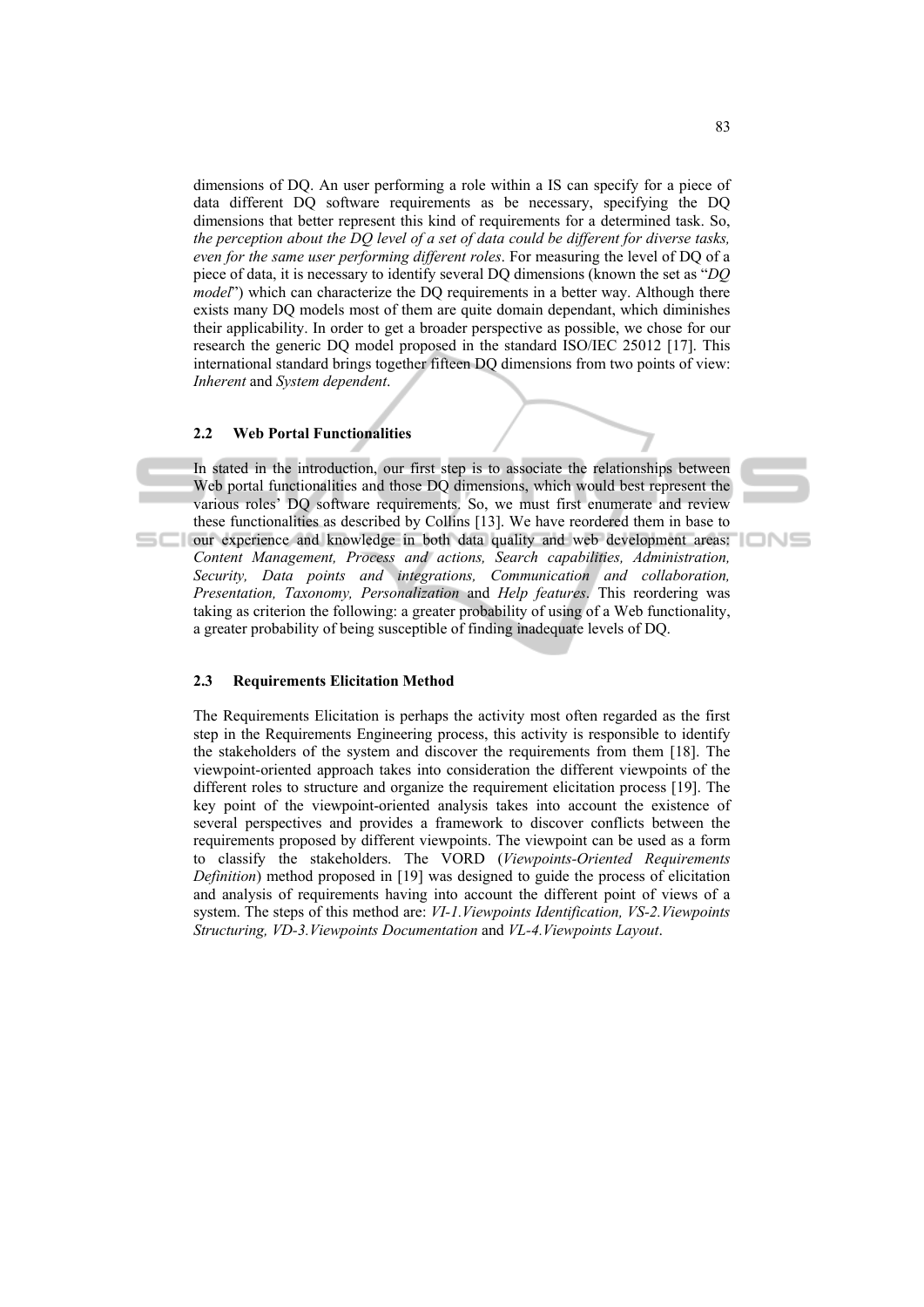dimensions of DQ. An user performing a role within a IS can specify for a piece of data different DQ software requirements as be necessary, specifying the DQ dimensions that better represent this kind of requirements for a determined task. So, *the perception about the DQ level of a set of data could be different for diverse tasks, even for the same user performing different roles*. For measuring the level of DQ of a piece of data, it is necessary to identify several DQ dimensions (known the set as "*DQ model*") which can characterize the DQ requirements in a better way. Although there exists many DQ models most of them are quite domain dependant, which diminishes their applicability. In order to get a broader perspective as possible, we chose for our research the generic DQ model proposed in the standard ISO/IEC 25012 [17]. This international standard brings together fifteen DQ dimensions from two points of view: *Inherent* and *System dependent*.

### 2.2 Web Portal Functionalities

In stated in the introduction, our first step is to associate the relationships between Web portal functionalities and those DQ dimensions, which would best represent the various roles' DQ software requirements. So, we must first enumerate and review these functionalities as described by Collins [13]. We have reordered them in base to our experience and knowledge in both data quality and web development areas: *Content Management, Process and actions, Search capabilities, Administration, Security, Data points and integrations, Communication and collaboration, Presentation, Taxonomy, Personalization* and *Help features*. This reordering was taking as criterion the following: a greater probability of using of a Web functionality, a greater probability of being susceptible of finding inadequate levels of DQ.

### 2.3 Requirements Elicitation Method

The Requirements Elicitation is perhaps the activity most often regarded as the first step in the Requirements Engineering process, this activity is responsible to identify the stakeholders of the system and discover the requirements from them [18]. The viewpoint-oriented approach takes into consideration the different viewpoints of the different roles to structure and organize the requirement elicitation process [19]. The key point of the viewpoint-oriented analysis takes into account the existence of several perspectives and provides a framework to discover conflicts between the requirements proposed by different viewpoints. The viewpoint can be used as a form to classify the stakeholders. The VORD (*Viewpoints-Oriented Requirements Definition*) method proposed in [19] was designed to guide the process of elicitation and analysis of requirements having into account the different point of views of a system. The steps of this method are: *VI-1.Viewpoints Identification, VS-2.Viewpoints Structuring, VD-3.Viewpoints Documentation* and *VL-4.Viewpoints Layout*.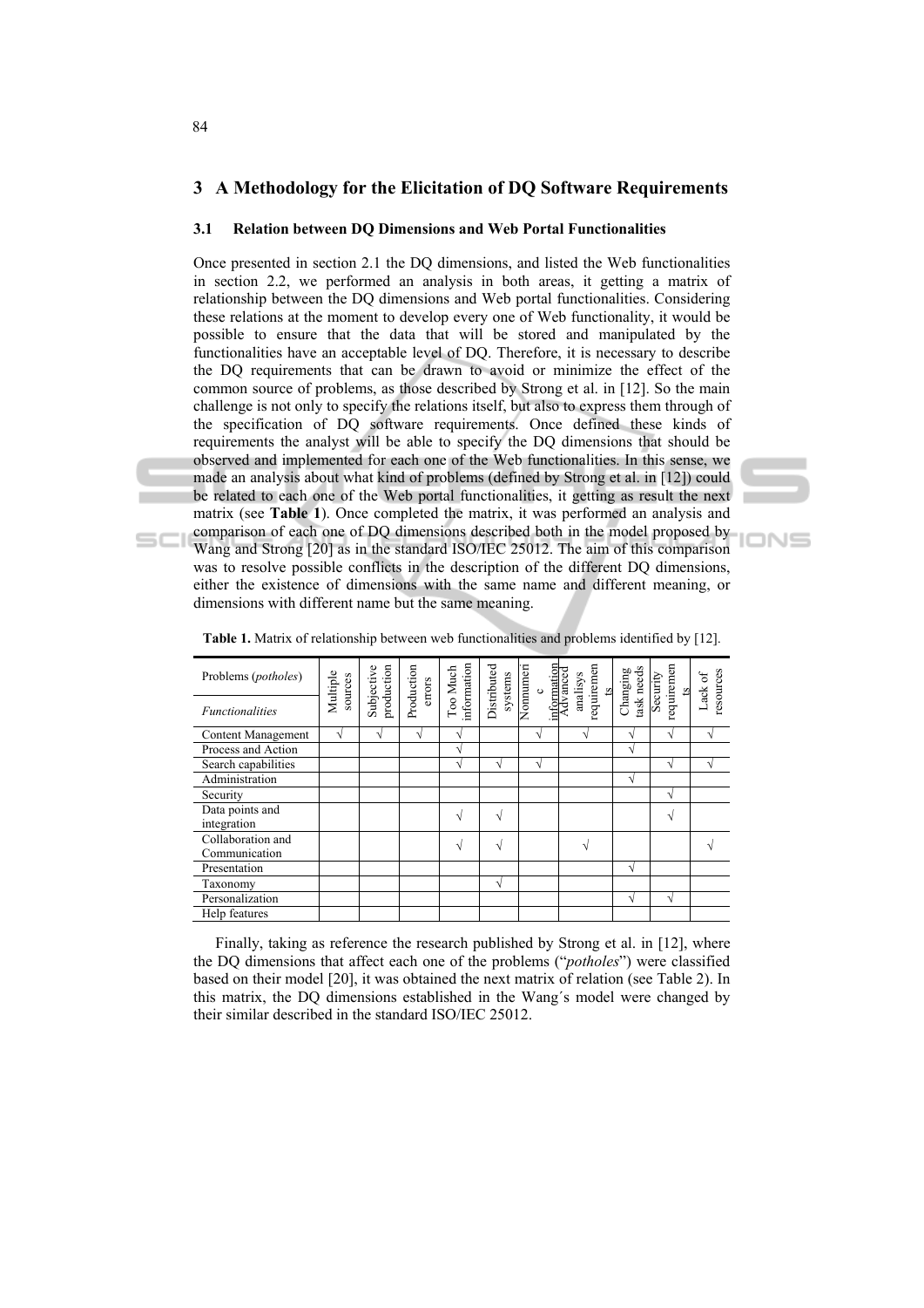## 3 A Methodology for the Elicitation of DQ Software Requirements

### 3.1 Relation between DQ Dimensions and Web Portal Functionalities

Once presented in section 2.1 the DQ dimensions, and listed the Web functionalities in section 2.2, we performed an analysis in both areas, it getting a matrix of relationship between the DQ dimensions and Web portal functionalities. Considering these relations at the moment to develop every one of Web functionality, it would be possible to ensure that the data that will be stored and manipulated by the functionalities have an acceptable level of DQ. Therefore, it is necessary to describe the DQ requirements that can be drawn to avoid or minimize the effect of the common source of problems, as those described by Strong et al. in [12]. So the main challenge is not only to specify the relations itself, but also to express them through of the specification of DQ software requirements. Once defined these kinds of requirements the analyst will be able to specify the DQ dimensions that should be observed and implemented for each one of the Web functionalities. In this sense, we made an analysis about what kind of problems (defined by Strong et al. in [12]) could be related to each one of the Web portal functionalities, it getting as result the next matrix (see **Table 1**). Once completed the matrix, it was performed an analysis and comparison of each one of DQ dimensions described both in the model proposed by Wang and Strong [20] as in the standard ISO/IEC 25012. The aim of this comparison was to resolve possible conflicts in the description of the different DQ dimensions, either the existence of dimensions with the same name and different meaning, or dimensions with different name but the same meaning.

**Table 1.** Matrix of relationship between web functionalities and problems identified by [12].

| Problems (*potholes*) / *Functionalities* | Multiple sources | Subjective production | Production errors | Too Much information | Distributed systems | Nonnumeric information | Advanced analisys requirements | Changing task needs | Security requirements | Lack of resources |
|---|---|---|---|---|---|---|---|---|---|---|
| Content Management | √ | √ | √ | √ | | √ | √ | √ | √ | √ |
| Process and Action | | | | √ | | | | √ | | |
| Search capabilities | | | | √ | √ | √ | | | √ | √ |
| Administration | | | | | | | | √ | | |
| Security | | | | | | | | | √ | |
| Data points and integration | | | | √ | √ | | | | √ | |
| Collaboration and Communication | | | | √ | √ | | √ | | | √ |
| Presentation | | | | | | | | √ | | |
| Taxonomy | | | | | √ | | | | | |
| Personalization | | | | | | | | √ | √ | |
| Help features | | | | | | | | | | |

Finally, taking as reference the research published by Strong et al. in [12], where the DQ dimensions that affect each one of the problems ("*potholes*") were classified based on their model [20], it was obtained the next matrix of relation (see Table 2). In this matrix, the DQ dimensions established in the Wang´s model were changed by their similar described in the standard ISO/IEC 25012.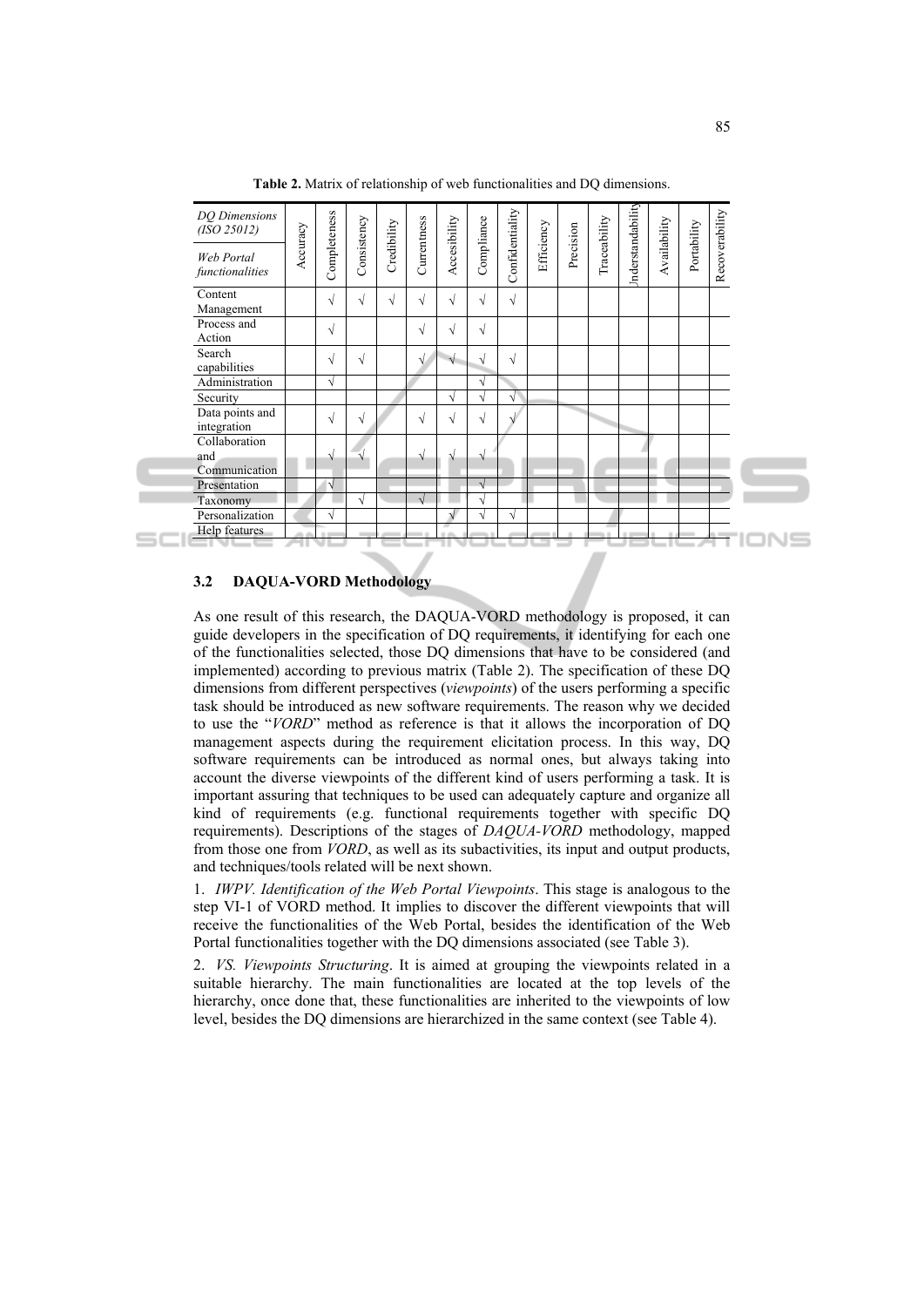**Table 2.** Matrix of relationship of web functionalities and DQ dimensions.

| *DQ Dimensions (ISO 25012)* / *Web Portal functionalities* | Accuracy | Completeness | Consistency | Credibility | Currentness | Accesibility | Compliance | Confidentiality | Efficiency | Precision | Traceability | Understandability | Availability | Portability | Recoverability |
|---|---|---|---|---|---|---|---|---|---|---|---|---|---|---|---|
| Content Management | | √ | √ | √ | √ | √ | √ | √ | | | | | | | |
| Process and Action | | √ | | | √ | √ | √ | | | | | | | | |
| Search capabilities | | √ | √ | | √ | √ | √ | √ | | | | | | | |
| Administration | | √ | | | | | √ | | | | | | | | |
| Security | | | | | | √ | √ | √ | | | | | | | |
| Data points and integration | | √ | √ | | √ | √ | √ | √ | | | | | | | |
| Collaboration and Communication | | √ | √ | | √ | √ | √ | | | | | | | | |
| Presentation | | √ | | | | | √ | | | | | | | | |
| Taxonomy | | | √ | | √ | | √ | | | | | | | | |
| Personalization | | √ | | | | √ | √ | √ | | | | | | | |
| Help features | | | | | | | | | | | | | | | |

### 3.2 DAQUA-VORD Methodology

As one result of this research, the DAQUA-VORD methodology is proposed, it can guide developers in the specification of DQ requirements, it identifying for each one of the functionalities selected, those DQ dimensions that have to be considered (and implemented) according to previous matrix (Table 2). The specification of these DQ dimensions from different perspectives (*viewpoints*) of the users performing a specific task should be introduced as new software requirements. The reason why we decided to use the "*VORD*" method as reference is that it allows the incorporation of DQ management aspects during the requirement elicitation process. In this way, DQ software requirements can be introduced as normal ones, but always taking into account the diverse viewpoints of the different kind of users performing a task. It is important assuring that techniques to be used can adequately capture and organize all kind of requirements (e.g. functional requirements together with specific DQ requirements). Descriptions of the stages of *DAQUA-VORD* methodology, mapped from those one from *VORD*, as well as its subactivities, its input and output products, and techniques/tools related will be next shown.

1. *IWPV. Identification of the Web Portal Viewpoints*. This stage is analogous to the step VI-1 of VORD method. It implies to discover the different viewpoints that will receive the functionalities of the Web Portal, besides the identification of the Web Portal functionalities together with the DQ dimensions associated (see Table 3).

2. *VS. Viewpoints Structuring*. It is aimed at grouping the viewpoints related in a suitable hierarchy. The main functionalities are located at the top levels of the hierarchy, once done that, these functionalities are inherited to the viewpoints of low level, besides the DQ dimensions are hierarchized in the same context (see Table 4).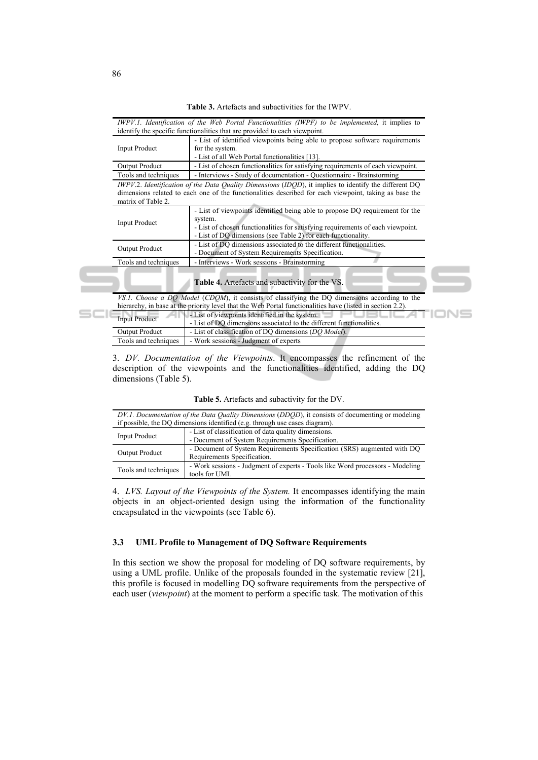**Table 3.** Artefacts and subactivities for the IWPV.

| *IWPV.1. Identification of the Web Portal Functionalities (IWPF) to be implemented,* it implies to identify the specific functionalities that are provided to each viewpoint. | |
|---|---|
| Input Product | - List of identified viewpoints being able to propose software requirements for the system.<br>- List of all Web Portal functionalities [13]. |
| Output Product | - List of chosen functionalities for satisfying requirements of each viewpoint. |
| Tools and techniques | - Interviews - Study of documentation - Questionnaire - Brainstorming |
| *IWPV.2. Identification of the Data Quality Dimensions (IDQD),* it implies to identify the different DQ dimensions related to each one of the functionalities described for each viewpoint, taking as base the matrix of Table 2. | |
| Input Product | - List of viewpoints identified being able to propose DQ requirement for the system.<br>- List of chosen functionalities for satisfying requirements of each viewpoint.<br>- List of DQ dimensions (see Table 2) for each functionality. |
| Output Product | - List of DQ dimensions associated to the different functionalities.<br>- Document of System Requirements Specification. |
| Tools and techniques | - Interviews - Work sessions - Brainstorming |

**Table 4.** Artefacts and subactivity for the VS.

| *VS.1. Choose a DQ Model (CDQM),* it consists of classifying the DQ dimensions according to the hierarchy, in base at the priority level that the Web Portal functionalities have (listed in section 2.2). | |
|---|---|
| Input Product | - List of viewpoints identified in the system.<br>- List of DQ dimensions associated to the different functionalities. |
| Output Product | - List of classification of DQ dimensions (*DQ Model*). |
| Tools and techniques | - Work sessions - Judgment of experts |

3. *DV. Documentation of the Viewpoints*. It encompasses the refinement of the description of the viewpoints and the functionalities identified, adding the DQ dimensions (Table 5).

**Table 5.** Artefacts and subactivity for the DV.

| *DV.1. Documentation of the Data Quality Dimensions (DDQD),* it consists of documenting or modeling if possible, the DQ dimensions identified (e.g. through use cases diagram). | |
|---|---|
| Input Product | - List of classification of data quality dimensions.<br>- Document of System Requirements Specification. |
| Output Product | - Document of System Requirements Specification (SRS) augmented with DQ Requirements Specification. |
| Tools and techniques | - Work sessions - Judgment of experts - Tools like Word processors - Modeling tools for UML |

4. *LVS. Layout of the Viewpoints of the System.* It encompasses identifying the main objects in an object-oriented design using the information of the functionality encapsulated in the viewpoints (see Table 6).

### 3.3 UML Profile to Management of DQ Software Requirements

In this section we show the proposal for modeling of DQ software requirements, by using a UML profile. Unlike of the proposals founded in the systematic review [21], this profile is focused in modelling DQ software requirements from the perspective of each user (*viewpoint*) at the moment to perform a specific task. The motivation of this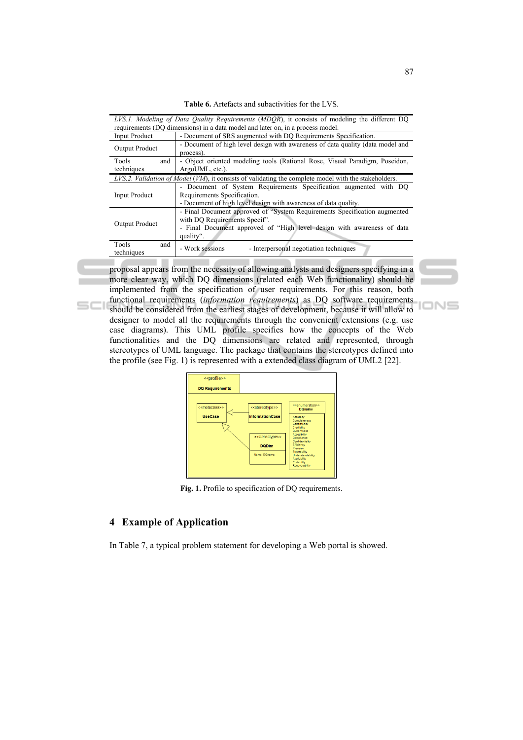**Table 6.** Artefacts and subactivities for the LVS.

| *LVS.1. Modeling of Data Quality Requirements* (*MDQR*), it consists of modeling the different DQ requirements (DQ dimensions) in a data model and later on, in a process model. | |
|---|---|
| Input Product | - Document of SRS augmented with DQ Requirements Specification. |
| Output Product | - Document of high level design with awareness of data quality (data model and process). |
| Tools and techniques | - Object oriented modeling tools (Rational Rose, Visual Paradigm, Poseidon, ArgoUML, etc.). |
| *LVS.2. Validation of Model* (*VM*), it consists of validating the complete model with the stakeholders. | |
| Input Product | - Document of System Requirements Specification augmented with DQ Requirements Specification.<br>- Document of high level design with awareness of data quality. |
| Output Product | - Final Document approved of "System Requirements Specification augmented with DQ Requirements Specif".<br>- Final Document approved of "High level design with awareness of data quality". |
| Tools and techniques | - Work sessions - Interpersonal negotiation techniques |

proposal appears from the necessity of allowing analysts and designers specifying in a more clear way, which DQ dimensions (related each Web functionality) should be implemented from the specification of user requirements. For this reason, both functional requirements (*information requirements*) as DQ software requirements should be considered from the earliest stages of development, because it will allow to designer to model all the requirements through the convenient extensions (e.g. use case diagrams). This UML profile specifies how the concepts of the Web functionalities and the DQ dimensions are related and represented, through stereotypes of UML language. The package that contains the stereotypes defined into the profile (see Fig. 1) is represented with a extended class diagram of UML2 [22].

**Fig. 1.** Profile to specification of DQ requirements.

## 4 Example of Application

In Table 7, a typical problem statement for developing a Web portal is showed.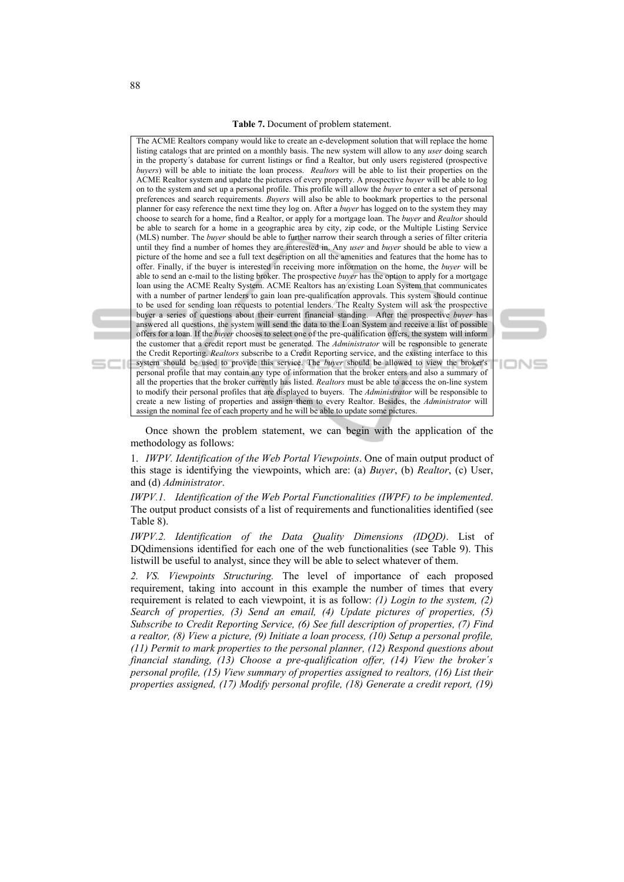**Table 7.** Document of problem statement.

| The ACME Realtors company would like to create an e-development solution that will replace the home listing catalogs that are printed on a monthly basis. The new system will allow to any *user* doing search in the property´s database for current listings or find a Realtor, but only users registered (prospective *buyers*) will be able to initiate the loan process. *Realtors* will be able to list their properties on the ACME Realtor system and update the pictures of every property. A prospective *buyer* will be able to log on to the system and set up a personal profile. This profile will allow the *buyer* to enter a set of personal preferences and search requirements. *Buyers* will also be able to bookmark properties to the personal planner for easy reference the next time they log on. After a *buyer* has logged on to the system they may choose to search for a home, find a Realtor, or apply for a mortgage loan. The *buyer* and *Realtor* should be able to search for a home in a geographic area by city, zip code, or the Multiple Listing Service (MLS) number. The *buyer* should be able to further narrow their search through a series of filter criteria until they find a number of homes they are interested in. Any *user* and *buyer* should be able to view a picture of the home and see a full text description on all the amenities and features that the home has to offer. Finally, if the buyer is interested in receiving more information on the home, the *buyer* will be able to send an e-mail to the listing broker. The prospective *buyer* has the option to apply for a mortgage loan using the ACME Realty System. ACME Realtors has an existing Loan System that communicates with a number of partner lenders to gain loan pre-qualification approvals. This system should continue to be used for sending loan requests to potential lenders. The Realty System will ask the prospective buyer a series of questions about their current financial standing. After the prospective *buyer* has answered all questions, the system will send the data to the Loan System and receive a list of possible offers for a loan. If the *buyer* chooses to select one of the pre-qualification offers, the system will inform the customer that a credit report must be generated. The *Administrator* will be responsible to generate the Credit Reporting. *Realtors* subscribe to a Credit Reporting service, and the existing interface to this system should be used to provide this service. The *buyer* should be allowed to view the broker's personal profile that may contain any type of information that the broker enters and also a summary of all the properties that the broker currently has listed. *Realtors* must be able to access the on-line system to modify their personal profiles that are displayed to buyers. The *Administrator* will be responsible to create a new listing of properties and assign them to every Realtor. Besides, the *Administrator* will assign the nominal fee of each property and he will be able to update some pictures. |
|---|

Once shown the problem statement, we can begin with the application of the methodology as follows:

1. *IWPV. Identification of the Web Portal Viewpoints*. One of main output product of this stage is identifying the viewpoints, which are: (a) *Buyer*, (b) *Realtor*, (c) User, and (d) *Administrator*.

*IWPV.1. Identification of the Web Portal Functionalities (IWPF) to be implemented*. The output product consists of a list of requirements and functionalities identified (see Table 8).

*IWPV.2. Identification of the Data Quality Dimensions (IDQD)*. List of DQdimensions identified for each one of the web functionalities (see Table 9). This listwill be useful to analyst, since they will be able to select whatever of them.

*2. VS. Viewpoints Structuring.* The level of importance of each proposed requirement, taking into account in this example the number of times that every requirement is related to each viewpoint, it is as follow: *(1) Login to the system, (2) Search of properties, (3) Send an email, (4) Update pictures of properties, (5) Subscribe to Credit Reporting Service, (6) See full description of properties, (7) Find a realtor, (8) View a picture, (9) Initiate a loan process, (10) Setup a personal profile, (11) Permit to mark properties to the personal planner, (12) Respond questions about financial standing, (13) Choose a pre-qualification offer, (14) View the broker´s personal profile, (15) View summary of properties assigned to realtors, (16) List their properties assigned, (17) Modify personal profile, (18) Generate a credit report, (19)*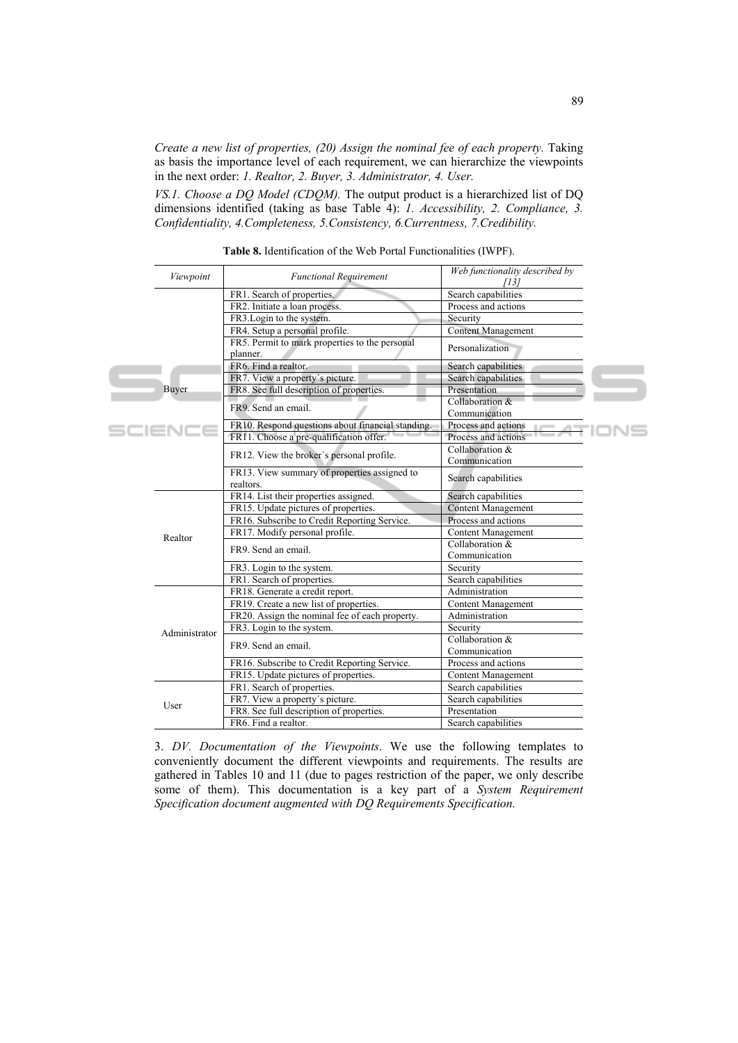*Create a new list of properties, (20) Assign the nominal fee of each property.* Taking as basis the importance level of each requirement, we can hierarchize the viewpoints in the next order: *1. Realtor, 2. Buyer, 3. Administrator, 4. User.*

*VS.1. Choose a DQ Model (CDQM).* The output product is a hierarchized list of DQ dimensions identified (taking as base Table 4): *1. Accessibility, 2. Compliance, 3. Confidentiality, 4.Completeness, 5.Consistency, 6.Currentness, 7.Credibility.*

**Table 8.** Identification of the Web Portal Functionalities (IWPF).

| *Viewpoint* | *Functional Requirement* | *Web functionality described by [13]* |
|---|---|---|
| Buyer | FR1. Search of properties. | Search capabilities |
| | FR2. Initiate a loan process. | Process and actions |
| | FR3.Login to the system. | Security |
| | FR4. Setup a personal profile. | Content Management |
| | FR5. Permit to mark properties to the personal planner. | Personalization |
| | FR6. Find a realtor. | Search capabilities |
| | FR7. View a property´s picture. | Search capabilities |
| | FR8. See full description of properties. | Presentation |
| | FR9. Send an email. | Collaboration & Communication |
| | FR10. Respond questions about financial standing. | Process and actions |
| | FR11. Choose a pre-qualification offer. | Process and actions |
| | FR12. View the broker´s personal profile. | Collaboration & Communication |
| | FR13. View summary of properties assigned to realtors. | Search capabilities |
| Realtor | FR14. List their properties assigned. | Search capabilities |
| | FR15. Update pictures of properties. | Content Management |
| | FR16. Subscribe to Credit Reporting Service. | Process and actions |
| | FR17. Modify personal profile. | Content Management |
| | FR9. Send an email. | Collaboration & Communication |
| | FR3. Login to the system. | Security |
| | FR1. Search of properties. | Search capabilities |
| Administrator | FR18. Generate a credit report. | Administration |
| | FR19. Create a new list of properties. | Content Management |
| | FR20. Assign the nominal fee of each property. | Administration |
| | FR3. Login to the system. | Security |
| | FR9. Send an email. | Collaboration & Communication |
| | FR16. Subscribe to Credit Reporting Service. | Process and actions |
| | FR15. Update pictures of properties. | Content Management |
| User | FR1. Search of properties. | Search capabilities |
| | FR7. View a property´s picture. | Search capabilities |
| | FR8. See full description of properties. | Presentation |
| | FR6. Find a realtor. | Search capabilities |

3. *DV. Documentation of the Viewpoints*. We use the following templates to conveniently document the different viewpoints and requirements. The results are gathered in Tables 10 and 11 (due to pages restriction of the paper, we only describe some of them). This documentation is a key part of a *System Requirement Specification document augmented with DQ Requirements Specification.*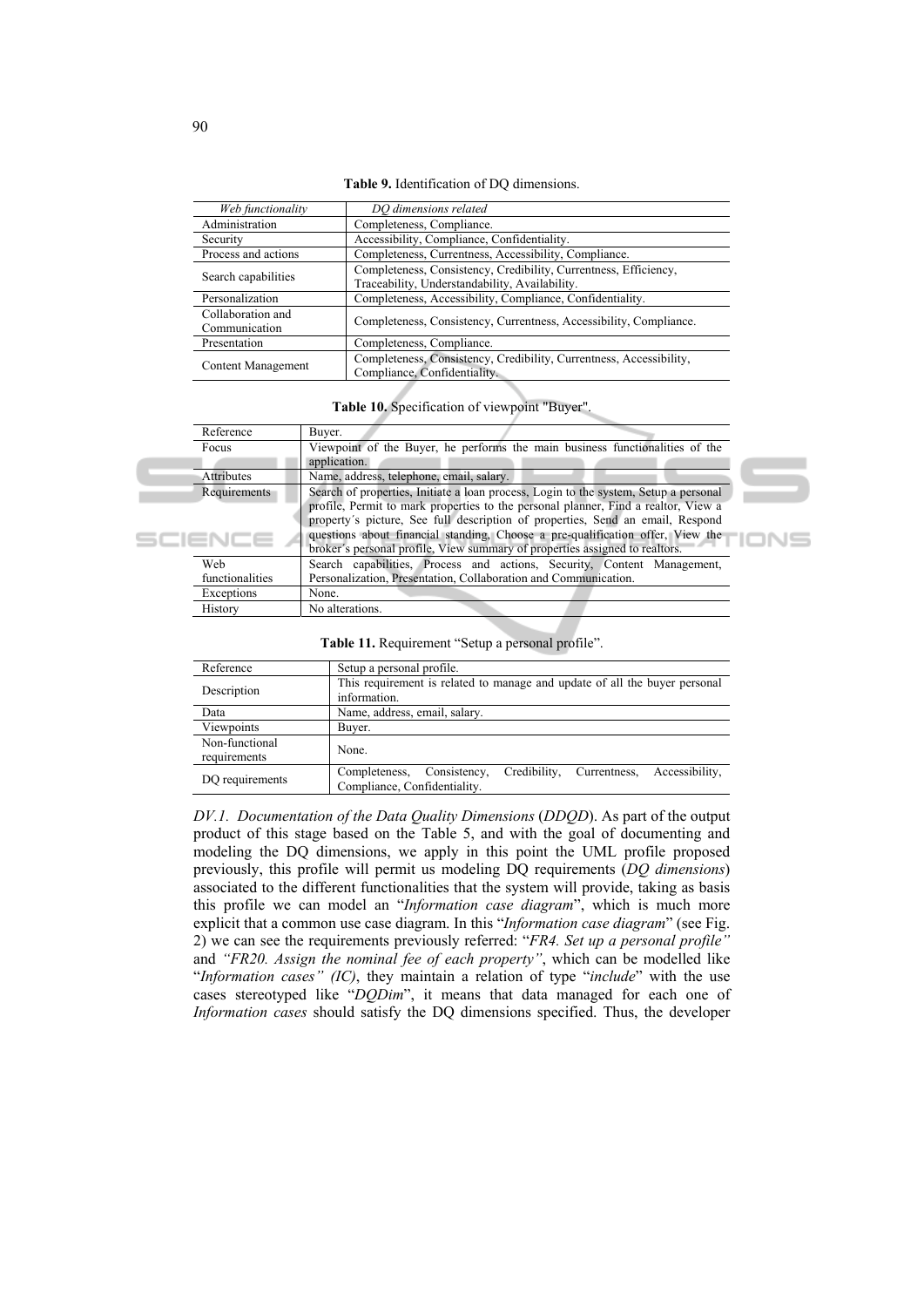**Table 9.** Identification of DQ dimensions.

| *Web functionality* | *DQ dimensions related* |
|---|---|
| Administration | Completeness, Compliance. |
| Security | Accessibility, Compliance, Confidentiality. |
| Process and actions | Completeness, Currentness, Accessibility, Compliance. |
| Search capabilities | Completeness, Consistency, Credibility, Currentness, Efficiency, Traceability, Understandability, Availability. |
| Personalization | Completeness, Accessibility, Compliance, Confidentiality. |
| Collaboration and Communication | Completeness, Consistency, Currentness, Accessibility, Compliance. |
| Presentation | Completeness, Compliance. |
| Content Management | Completeness, Consistency, Credibility, Currentness, Accessibility, Compliance, Confidentiality. |

**Table 10.** Specification of viewpoint "Buyer".

| Reference | Buyer. |
|---|---|
| Focus | Viewpoint of the Buyer, he performs the main business functionalities of the application. |
| Attributes | Name, address, telephone, email, salary. |
| Requirements | Search of properties, Initiate a loan process, Login to the system, Setup a personal profile, Permit to mark properties to the personal planner, Find a realtor, View a property´s picture, See full description of properties, Send an email, Respond questions about financial standing, Choose a pre-qualification offer, View the broker´s personal profile, View summary of properties assigned to realtors. |
| Web functionalities | Search capabilities, Process and actions, Security, Content Management, Personalization, Presentation, Collaboration and Communication. |
| Exceptions | None. |
| History | No alterations. |

**Table 11.** Requirement "Setup a personal profile".

| Reference | Setup a personal profile. |
|---|---|
| Description | This requirement is related to manage and update of all the buyer personal information. |
| Data | Name, address, email, salary. |
| Viewpoints | Buyer. |
| Non-functional requirements | None. |
| DQ requirements | Completeness, Consistency, Credibility, Currentness, Accessibility, Compliance, Confidentiality. |

*DV.1. Documentation of the Data Quality Dimensions* (*DDQD*). As part of the output product of this stage based on the Table 5, and with the goal of documenting and modeling the DQ dimensions, we apply in this point the UML profile proposed previously, this profile will permit us modeling DQ requirements (*DQ dimensions*) associated to the different functionalities that the system will provide, taking as basis this profile we can model an "*Information case diagram*", which is much more explicit that a common use case diagram. In this "*Information case diagram*" (see Fig. 2) we can see the requirements previously referred: "*FR4. Set up a personal profile"* and *"FR20. Assign the nominal fee of each property"*, which can be modelled like "*Information cases" (IC)*, they maintain a relation of type "*include*" with the use cases stereotyped like "*DQDim*", it means that data managed for each one of *Information cases* should satisfy the DQ dimensions specified. Thus, the developer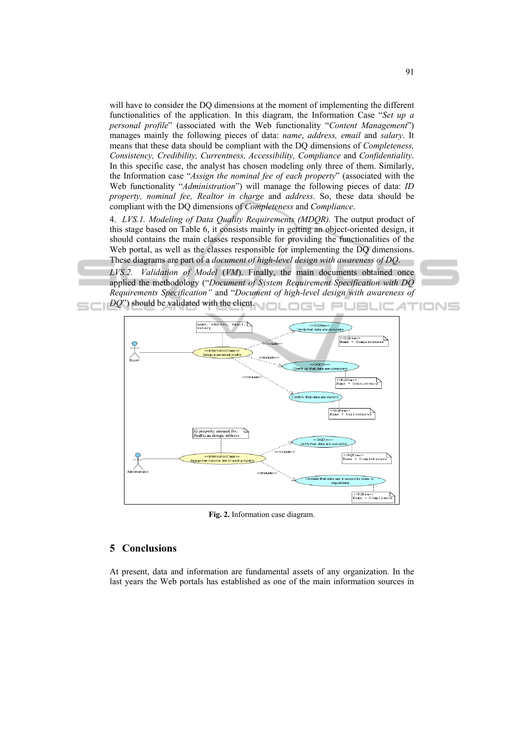will have to consider the DQ dimensions at the moment of implementing the different functionalities of the application. In this diagram, the Information Case "*Set up a personal profile*" (associated with the Web functionality "*Content Management*") manages mainly the following pieces of data: *name*, *address, email* and *salary*. It means that these data should be compliant with the DQ dimensions of *Completeness, Consistency, Credibility, Currentness, Accessibility, Compliance* and *Confidentiality*. In this specific case, the analyst has chosen modeling only three of them. Similarly, the Information case "*Assign the nominal fee of each property*" (associated with the Web functionality "*Administration*") will manage the following pieces of data: *ID property, nominal fee, Realtor in charge* and *address*. So, these data should be compliant with the DQ dimensions of *Completeness* and *Compliance*.

4. *LVS.1. Modeling of Data Quality Requirements (MDQR).* The output product of this stage based on Table 6, it consists mainly in getting an object-oriented design, it should contains the main classes responsible for providing the functionalities of the Web portal, as well as the classes responsible for implementing the DQ dimensions. These diagrams are part of a *document of high-level design with awareness of DQ*.

*LVS.2. Validation of Model* (*VM*). Finally, the main documents obtained once applied the methodology ("*Document of System Requirement Specification with DQ Requirements Specification"* and "*Document of high-level design with awareness of DQ*") should be validated with the client.

**Fig. 2.** Information case diagram.

## 5 Conclusions

At present, data and information are fundamental assets of any organization. In the last years the Web portals has established as one of the main information sources in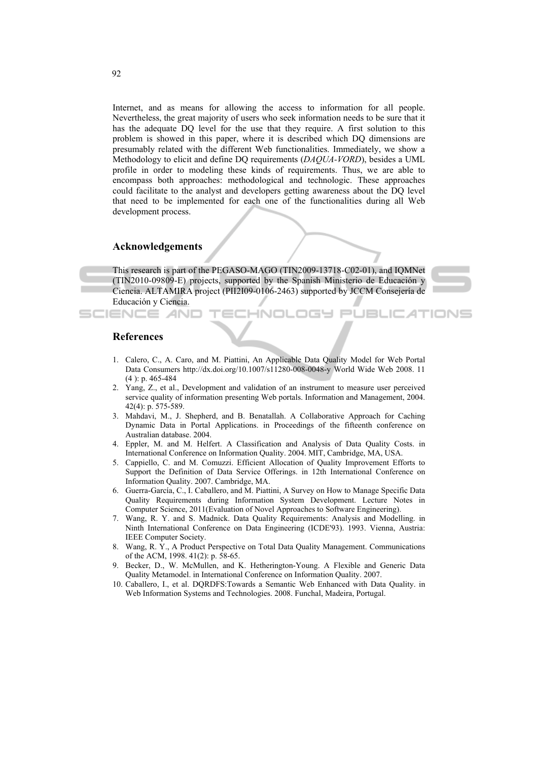Internet, and as means for allowing the access to information for all people. Nevertheless, the great majority of users who seek information needs to be sure that it has the adequate DQ level for the use that they require. A first solution to this problem is showed in this paper, where it is described which DQ dimensions are presumably related with the different Web functionalities. Immediately, we show a Methodology to elicit and define DQ requirements (*DAQUA-VORD*), besides a UML profile in order to modeling these kinds of requirements. Thus, we are able to encompass both approaches: methodological and technologic. These approaches could facilitate to the analyst and developers getting awareness about the DQ level that need to be implemented for each one of the functionalities during all Web development process.

## Acknowledgements

This research is part of the PEGASO-MAGO (TIN2009-13718-C02-01), and IQMNet (TIN2010-09809-E) projects, supported by the Spanish Ministerio de Educación y Ciencia. ALTAMIRA project (PII2I09-0106-2463) supported by JCCM Consejería de Educación y Ciencia.

## References

1. Calero, C., A. Caro, and M. Piattini, An Applicable Data Quality Model for Web Portal Data Consumers http://dx.doi.org/10.1007/s11280-008-0048-y World Wide Web 2008. 11 (4 ): p. 465-484
2. Yang, Z., et al., Development and validation of an instrument to measure user perceived service quality of information presenting Web portals. Information and Management, 2004. 42(4): p. 575-589.
3. Mahdavi, M., J. Shepherd, and B. Benatallah. A Collaborative Approach for Caching Dynamic Data in Portal Applications. in Proceedings of the fifteenth conference on Australian database. 2004.
4. Eppler, M. and M. Helfert. A Classification and Analysis of Data Quality Costs. in International Conference on Information Quality. 2004. MIT, Cambridge, MA, USA.
5. Cappiello, C. and M. Comuzzi. Efficient Allocation of Quality Improvement Efforts to Support the Definition of Data Service Offerings. in 12th International Conference on Information Quality. 2007. Cambridge, MA.
6. Guerra-García, C., I. Caballero, and M. Piattini, A Survey on How to Manage Specific Data Quality Requirements during Information System Development. Lecture Notes in Computer Science, 2011(Evaluation of Novel Approaches to Software Engineering).
7. Wang, R. Y. and S. Madnick. Data Quality Requirements: Analysis and Modelling. in Ninth International Conference on Data Engineering (ICDE'93). 1993. Vienna, Austria: IEEE Computer Society.
8. Wang, R. Y., A Product Perspective on Total Data Quality Management. Communications of the ACM, 1998. 41(2): p. 58-65.
9. Becker, D., W. McMullen, and K. Hetherington-Young. A Flexible and Generic Data Quality Metamodel. in International Conference on Information Quality. 2007.
10. Caballero, I., et al. DQRDFS:Towards a Semantic Web Enhanced with Data Quality. in Web Information Systems and Technologies. 2008. Funchal, Madeira, Portugal.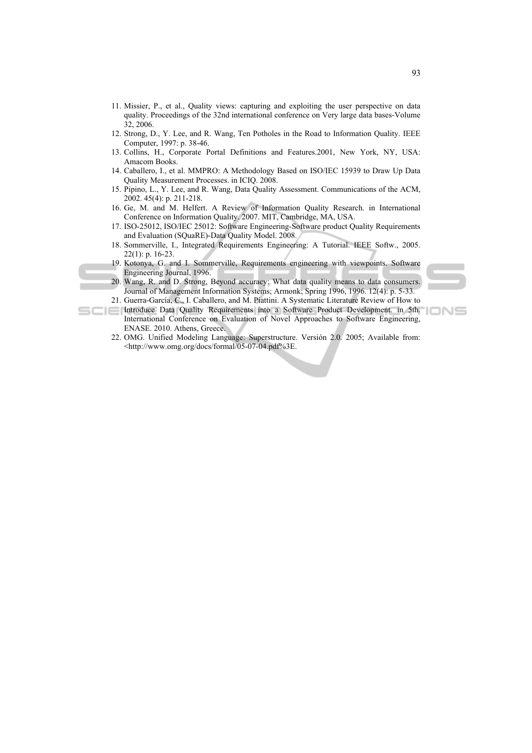11. Missier, P., et al., Quality views: capturing and exploiting the user perspective on data quality. Proceedings of the 32nd international conference on Very large data bases-Volume 32, 2006.
12. Strong, D., Y. Lee, and R. Wang, Ten Potholes in the Road to Information Quality. IEEE Computer, 1997: p. 38-46.
13. Collins, H., Corporate Portal Definitions and Features.2001, New York, NY, USA: Amacom Books.
14. Caballero, I., et al. MMPRO: A Methodology Based on ISO/IEC 15939 to Draw Up Data Quality Measurement Processes. in ICIQ. 2008.
15. Pipino, L., Y. Lee, and R. Wang, Data Quality Assessment. Communications of the ACM, 2002. 45(4): p. 211-218.
16. Ge, M. and M. Helfert. A Review of Information Quality Research. in International Conference on Information Quality. 2007. MIT, Cambridge, MA, USA.
17. ISO-25012, ISO/IEC 25012: Software Engineering-Software product Quality Requirements and Evaluation (SQuaRE)-Data Quality Model. 2008.
18. Sommerville, I., Integrated Requirements Engineering: A Tutorial. IEEE Softw., 2005. 22(1): p. 16-23.
19. Kotonya, G. and I. Sommerville, Requirements engineering with viewpoints. Software Engineering Journal, 1996.
20. Wang, R. and D. Strong, Beyond accuracy: What data quality means to data consumers. Journal of Management Information Systems; Armonk; Spring 1996, 1996. 12(4): p. 5-33.
21. Guerra-García, C., I. Caballero, and M. Piattini. A Systematic Literature Review of How to Introduce Data Quality Requirements into a Software Product Development. in 5th. International Conference on Evaluation of Novel Approaches to Software Engineering, ENASE. 2010. Athens, Greece.
22. OMG. Unified Modeling Language: Superstructure. Versión 2.0. 2005; Available from: <http://www.omg.org/docs/formal/05-07-04.pdf%3E.